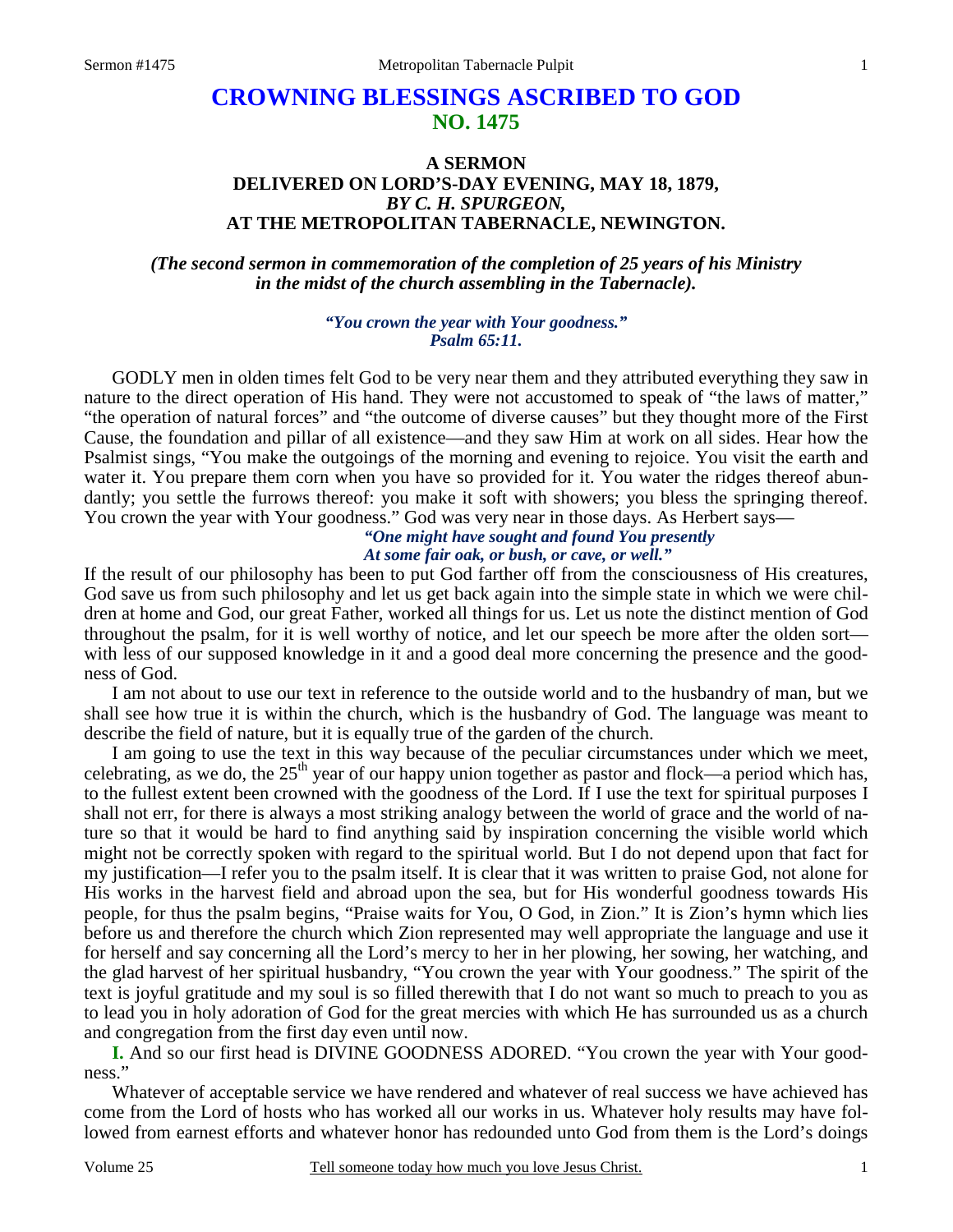# CROWNING BLESSINGS ASCRIBED TO GOD
## NO. 1475

### A SERMON
### DELIVERED ON LORD'S-DAY EVENING, MAY 18, 1879,
### *BY C. H. SPURGEON,*
### AT THE METROPOLITAN TABERNACLE, NEWINGTON.

***(The second sermon in commemoration of the completion of 25 years of his Ministry in the midst of the church assembling in the Tabernacle).***

***"You crown the year with Your goodness." Psalm 65:11.***

GODLY men in olden times felt God to be very near them and they attributed everything they saw in nature to the direct operation of His hand. They were not accustomed to speak of "the laws of matter," "the operation of natural forces" and "the outcome of diverse causes" but they thought more of the First Cause, the foundation and pillar of all existence—and they saw Him at work on all sides. Hear how the Psalmist sings, "You make the outgoings of the morning and evening to rejoice. You visit the earth and water it. You prepare them corn when you have so provided for it. You water the ridges thereof abundantly; you settle the furrows thereof: you make it soft with showers; you bless the springing thereof. You crown the year with Your goodness." God was very near in those days. As Herbert says—

***"One might have sought and found You presently***
***At some fair oak, or bush, or cave, or well."***

If the result of our philosophy has been to put God farther off from the consciousness of His creatures, God save us from such philosophy and let us get back again into the simple state in which we were children at home and God, our great Father, worked all things for us. Let us note the distinct mention of God throughout the psalm, for it is well worthy of notice, and let our speech be more after the olden sort—with less of our supposed knowledge in it and a good deal more concerning the presence and the goodness of God.

I am not about to use our text in reference to the outside world and to the husbandry of man, but we shall see how true it is within the church, which is the husbandry of God. The language was meant to describe the field of nature, but it is equally true of the garden of the church.

I am going to use the text in this way because of the peculiar circumstances under which we meet, celebrating, as we do, the 25th year of our happy union together as pastor and flock—a period which has, to the fullest extent been crowned with the goodness of the Lord. If I use the text for spiritual purposes I shall not err, for there is always a most striking analogy between the world of grace and the world of nature so that it would be hard to find anything said by inspiration concerning the visible world which might not be correctly spoken with regard to the spiritual world. But I do not depend upon that fact for my justification—I refer you to the psalm itself. It is clear that it was written to praise God, not alone for His works in the harvest field and abroad upon the sea, but for His wonderful goodness towards His people, for thus the psalm begins, "Praise waits for You, O God, in Zion." It is Zion's hymn which lies before us and therefore the church which Zion represented may well appropriate the language and use it for herself and say concerning all the Lord's mercy to her in her plowing, her sowing, her watching, and the glad harvest of her spiritual husbandry, "You crown the year with Your goodness." The spirit of the text is joyful gratitude and my soul is so filled therewith that I do not want so much to preach to you as to lead you in holy adoration of God for the great mercies with which He has surrounded us as a church and congregation from the first day even until now.

**I.** And so our first head is DIVINE GOODNESS ADORED. "You crown the year with Your goodness."

Whatever of acceptable service we have rendered and whatever of real success we have achieved has come from the Lord of hosts who has worked all our works in us. Whatever holy results may have followed from earnest efforts and whatever honor has redounded unto God from them is the Lord's doings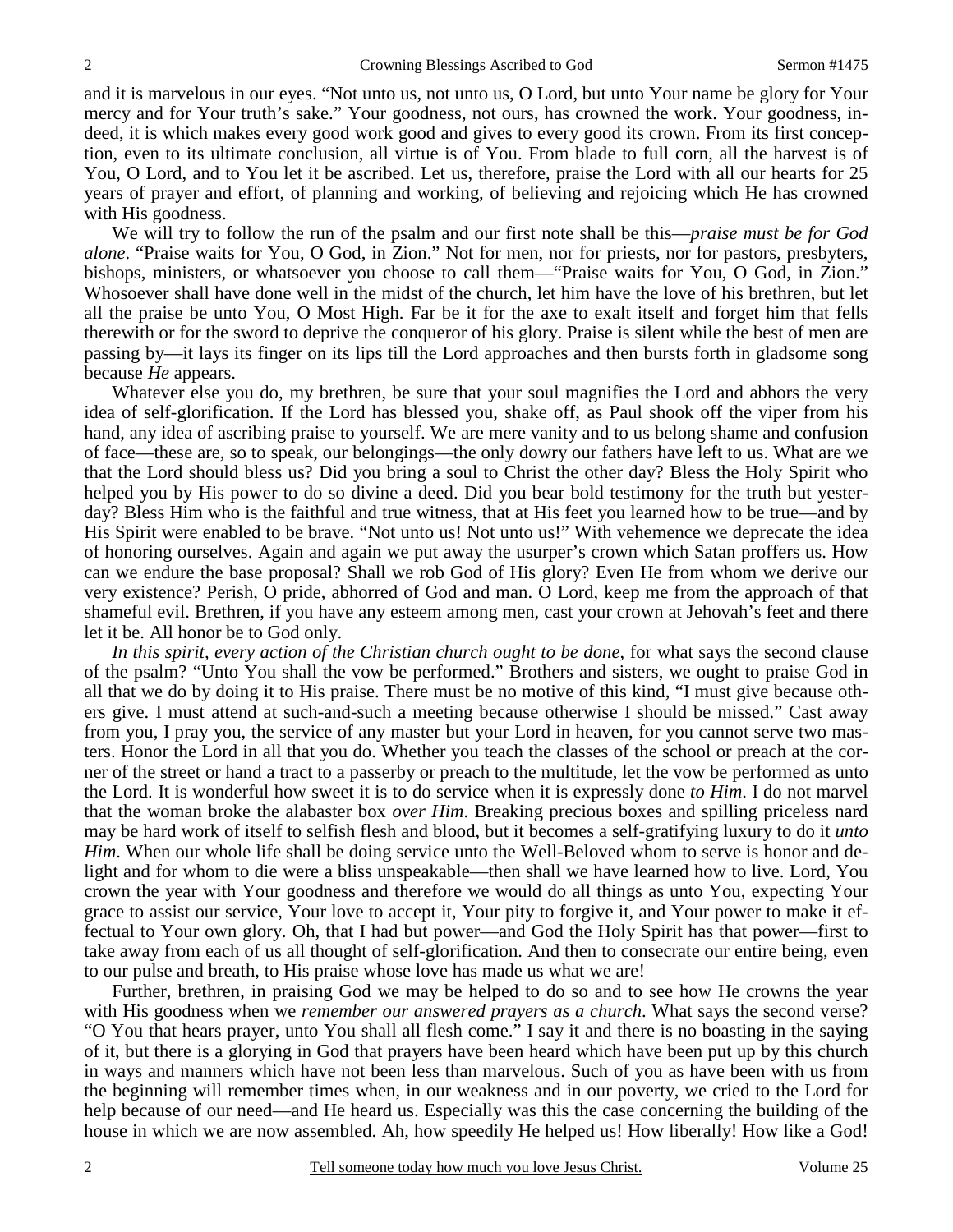and it is marvelous in our eyes. "Not unto us, not unto us, O Lord, but unto Your name be glory for Your mercy and for Your truth's sake." Your goodness, not ours, has crowned the work. Your goodness, indeed, it is which makes every good work good and gives to every good its crown. From its first conception, even to its ultimate conclusion, all virtue is of You. From blade to full corn, all the harvest is of You, O Lord, and to You let it be ascribed. Let us, therefore, praise the Lord with all our hearts for 25 years of prayer and effort, of planning and working, of believing and rejoicing which He has crowned with His goodness.

We will try to follow the run of the psalm and our first note shall be this—*praise must be for God alone*. "Praise waits for You, O God, in Zion." Not for men, nor for priests, nor for pastors, presbyters, bishops, ministers, or whatsoever you choose to call them—"Praise waits for You, O God, in Zion." Whosoever shall have done well in the midst of the church, let him have the love of his brethren, but let all the praise be unto You, O Most High. Far be it for the axe to exalt itself and forget him that fells therewith or for the sword to deprive the conqueror of his glory. Praise is silent while the best of men are passing by—it lays its finger on its lips till the Lord approaches and then bursts forth in gladsome song because *He* appears.

Whatever else you do, my brethren, be sure that your soul magnifies the Lord and abhors the very idea of self-glorification. If the Lord has blessed you, shake off, as Paul shook off the viper from his hand, any idea of ascribing praise to yourself. We are mere vanity and to us belong shame and confusion of face—these are, so to speak, our belongings—the only dowry our fathers have left to us. What are we that the Lord should bless us? Did you bring a soul to Christ the other day? Bless the Holy Spirit who helped you by His power to do so divine a deed. Did you bear bold testimony for the truth but yesterday? Bless Him who is the faithful and true witness, that at His feet you learned how to be true—and by His Spirit were enabled to be brave. "Not unto us! Not unto us!" With vehemence we deprecate the idea of honoring ourselves. Again and again we put away the usurper's crown which Satan proffers us. How can we endure the base proposal? Shall we rob God of His glory? Even He from whom we derive our very existence? Perish, O pride, abhorred of God and man. O Lord, keep me from the approach of that shameful evil. Brethren, if you have any esteem among men, cast your crown at Jehovah's feet and there let it be. All honor be to God only.

*In this spirit, every action of the Christian church ought to be done*, for what says the second clause of the psalm? "Unto You shall the vow be performed." Brothers and sisters, we ought to praise God in all that we do by doing it to His praise. There must be no motive of this kind, "I must give because others give. I must attend at such-and-such a meeting because otherwise I should be missed." Cast away from you, I pray you, the service of any master but your Lord in heaven, for you cannot serve two masters. Honor the Lord in all that you do. Whether you teach the classes of the school or preach at the corner of the street or hand a tract to a passerby or preach to the multitude, let the vow be performed as unto the Lord. It is wonderful how sweet it is to do service when it is expressly done *to Him*. I do not marvel that the woman broke the alabaster box *over Him*. Breaking precious boxes and spilling priceless nard may be hard work of itself to selfish flesh and blood, but it becomes a self-gratifying luxury to do it *unto Him*. When our whole life shall be doing service unto the Well-Beloved whom to serve is honor and delight and for whom to die were a bliss unspeakable—then shall we have learned how to live. Lord, You crown the year with Your goodness and therefore we would do all things as unto You, expecting Your grace to assist our service, Your love to accept it, Your pity to forgive it, and Your power to make it effectual to Your own glory. Oh, that I had but power—and God the Holy Spirit has that power—first to take away from each of us all thought of self-glorification. And then to consecrate our entire being, even to our pulse and breath, to His praise whose love has made us what we are!

Further, brethren, in praising God we may be helped to do so and to see how He crowns the year with His goodness when we *remember our answered prayers as a church*. What says the second verse? "O You that hears prayer, unto You shall all flesh come." I say it and there is no boasting in the saying of it, but there is a glorying in God that prayers have been heard which have been put up by this church in ways and manners which have not been less than marvelous. Such of you as have been with us from the beginning will remember times when, in our weakness and in our poverty, we cried to the Lord for help because of our need—and He heard us. Especially was this the case concerning the building of the house in which we are now assembled. Ah, how speedily He helped us! How liberally! How like a God!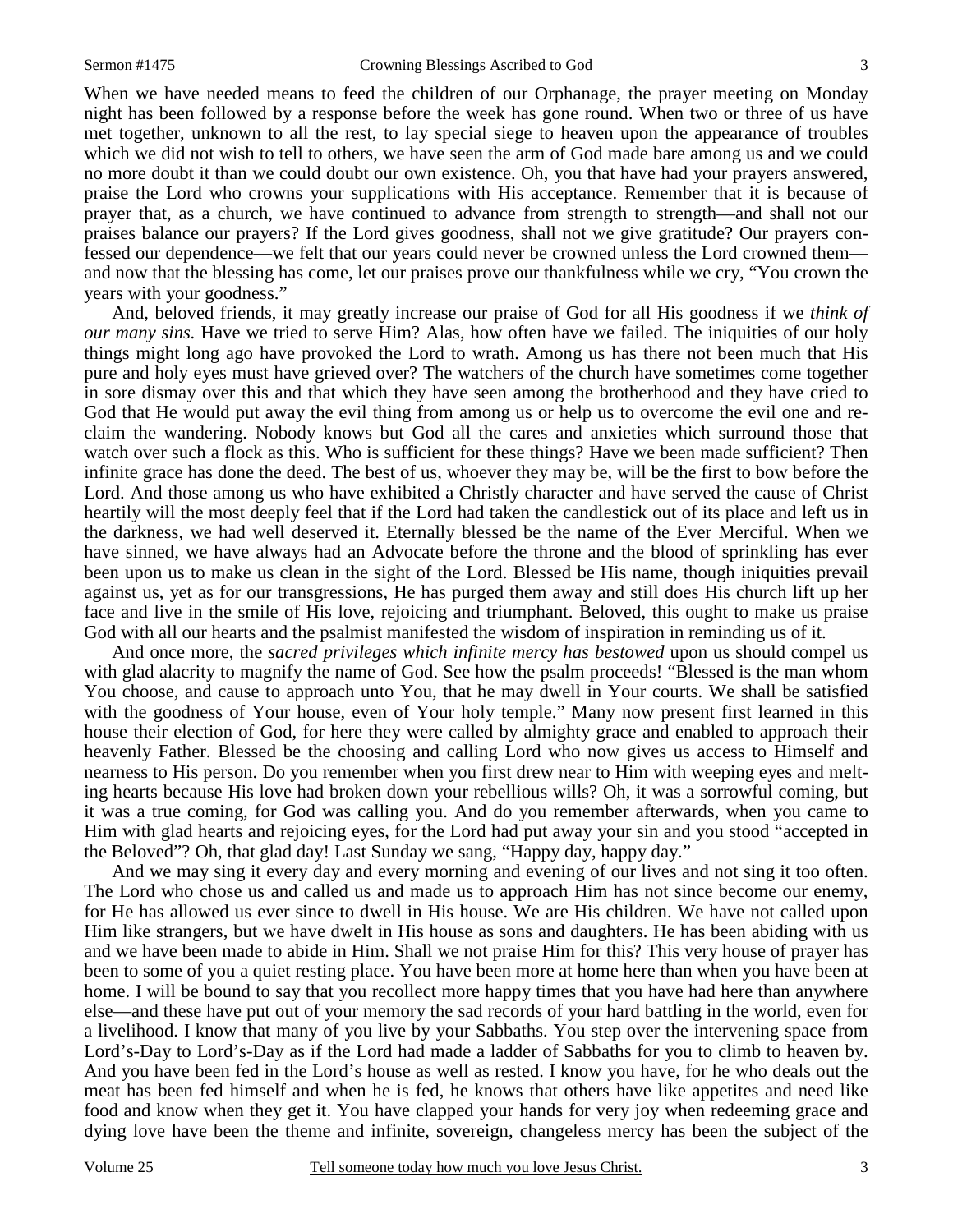When we have needed means to feed the children of our Orphanage, the prayer meeting on Monday night has been followed by a response before the week has gone round. When two or three of us have met together, unknown to all the rest, to lay special siege to heaven upon the appearance of troubles which we did not wish to tell to others, we have seen the arm of God made bare among us and we could no more doubt it than we could doubt our own existence. Oh, you that have had your prayers answered, praise the Lord who crowns your supplications with His acceptance. Remember that it is because of prayer that, as a church, we have continued to advance from strength to strength—and shall not our praises balance our prayers? If the Lord gives goodness, shall not we give gratitude? Our prayers confessed our dependence—we felt that our years could never be crowned unless the Lord crowned them—and now that the blessing has come, let our praises prove our thankfulness while we cry, "You crown the years with your goodness."

And, beloved friends, it may greatly increase our praise of God for all His goodness if we *think of our many sins.* Have we tried to serve Him? Alas, how often have we failed. The iniquities of our holy things might long ago have provoked the Lord to wrath. Among us has there not been much that His pure and holy eyes must have grieved over? The watchers of the church have sometimes come together in sore dismay over this and that which they have seen among the brotherhood and they have cried to God that He would put away the evil thing from among us or help us to overcome the evil one and reclaim the wandering. Nobody knows but God all the cares and anxieties which surround those that watch over such a flock as this. Who is sufficient for these things? Have we been made sufficient? Then infinite grace has done the deed. The best of us, whoever they may be, will be the first to bow before the Lord. And those among us who have exhibited a Christly character and have served the cause of Christ heartily will the most deeply feel that if the Lord had taken the candlestick out of its place and left us in the darkness, we had well deserved it. Eternally blessed be the name of the Ever Merciful. When we have sinned, we have always had an Advocate before the throne and the blood of sprinkling has ever been upon us to make us clean in the sight of the Lord. Blessed be His name, though iniquities prevail against us, yet as for our transgressions, He has purged them away and still does His church lift up her face and live in the smile of His love, rejoicing and triumphant. Beloved, this ought to make us praise God with all our hearts and the psalmist manifested the wisdom of inspiration in reminding us of it.

And once more, the *sacred privileges which infinite mercy has bestowed* upon us should compel us with glad alacrity to magnify the name of God. See how the psalm proceeds! "Blessed is the man whom You choose, and cause to approach unto You, that he may dwell in Your courts. We shall be satisfied with the goodness of Your house, even of Your holy temple." Many now present first learned in this house their election of God, for here they were called by almighty grace and enabled to approach their heavenly Father. Blessed be the choosing and calling Lord who now gives us access to Himself and nearness to His person. Do you remember when you first drew near to Him with weeping eyes and melting hearts because His love had broken down your rebellious wills? Oh, it was a sorrowful coming, but it was a true coming, for God was calling you. And do you remember afterwards, when you came to Him with glad hearts and rejoicing eyes, for the Lord had put away your sin and you stood "accepted in the Beloved"? Oh, that glad day! Last Sunday we sang, "Happy day, happy day."

And we may sing it every day and every morning and evening of our lives and not sing it too often. The Lord who chose us and called us and made us to approach Him has not since become our enemy, for He has allowed us ever since to dwell in His house. We are His children. We have not called upon Him like strangers, but we have dwelt in His house as sons and daughters. He has been abiding with us and we have been made to abide in Him. Shall we not praise Him for this? This very house of prayer has been to some of you a quiet resting place. You have been more at home here than when you have been at home. I will be bound to say that you recollect more happy times that you have had here than anywhere else—and these have put out of your memory the sad records of your hard battling in the world, even for a livelihood. I know that many of you live by your Sabbaths. You step over the intervening space from Lord's-Day to Lord's-Day as if the Lord had made a ladder of Sabbaths for you to climb to heaven by. And you have been fed in the Lord's house as well as rested. I know you have, for he who deals out the meat has been fed himself and when he is fed, he knows that others have like appetites and need like food and know when they get it. You have clapped your hands for very joy when redeeming grace and dying love have been the theme and infinite, sovereign, changeless mercy has been the subject of the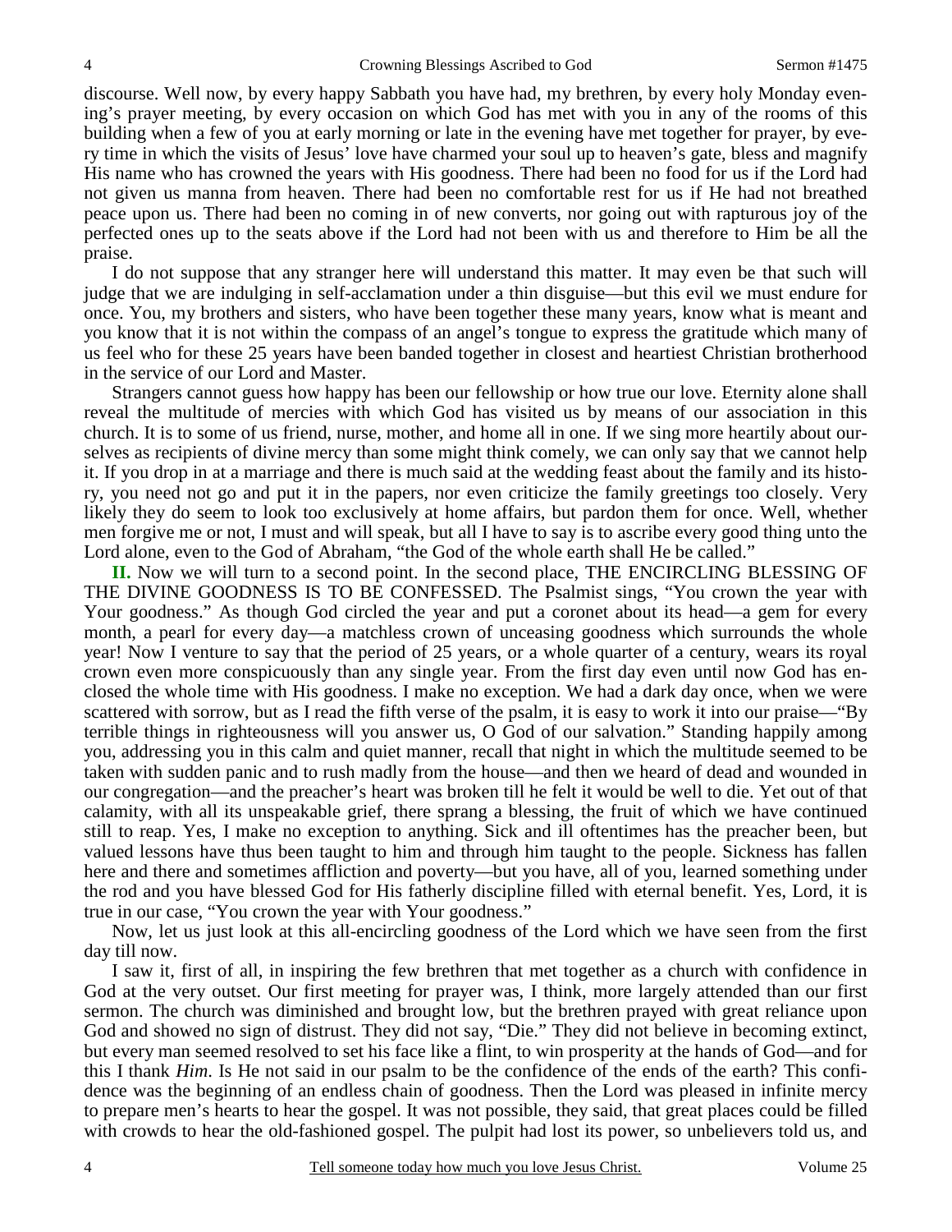discourse. Well now, by every happy Sabbath you have had, my brethren, by every holy Monday evening's prayer meeting, by every occasion on which God has met with you in any of the rooms of this building when a few of you at early morning or late in the evening have met together for prayer, by every time in which the visits of Jesus' love have charmed your soul up to heaven's gate, bless and magnify His name who has crowned the years with His goodness. There had been no food for us if the Lord had not given us manna from heaven. There had been no comfortable rest for us if He had not breathed peace upon us. There had been no coming in of new converts, nor going out with rapturous joy of the perfected ones up to the seats above if the Lord had not been with us and therefore to Him be all the praise.

I do not suppose that any stranger here will understand this matter. It may even be that such will judge that we are indulging in self-acclamation under a thin disguise—but this evil we must endure for once. You, my brothers and sisters, who have been together these many years, know what is meant and you know that it is not within the compass of an angel's tongue to express the gratitude which many of us feel who for these 25 years have been banded together in closest and heartiest Christian brotherhood in the service of our Lord and Master.

Strangers cannot guess how happy has been our fellowship or how true our love. Eternity alone shall reveal the multitude of mercies with which God has visited us by means of our association in this church. It is to some of us friend, nurse, mother, and home all in one. If we sing more heartily about ourselves as recipients of divine mercy than some might think comely, we can only say that we cannot help it. If you drop in at a marriage and there is much said at the wedding feast about the family and its history, you need not go and put it in the papers, nor even criticize the family greetings too closely. Very likely they do seem to look too exclusively at home affairs, but pardon them for once. Well, whether men forgive me or not, I must and will speak, but all I have to say is to ascribe every good thing unto the Lord alone, even to the God of Abraham, "the God of the whole earth shall He be called."

**II.** Now we will turn to a second point. In the second place, THE ENCIRCLING BLESSING OF THE DIVINE GOODNESS IS TO BE CONFESSED. The Psalmist sings, "You crown the year with Your goodness." As though God circled the year and put a coronet about its head—a gem for every month, a pearl for every day—a matchless crown of unceasing goodness which surrounds the whole year! Now I venture to say that the period of 25 years, or a whole quarter of a century, wears its royal crown even more conspicuously than any single year. From the first day even until now God has enclosed the whole time with His goodness. I make no exception. We had a dark day once, when we were scattered with sorrow, but as I read the fifth verse of the psalm, it is easy to work it into our praise—"By terrible things in righteousness will you answer us, O God of our salvation." Standing happily among you, addressing you in this calm and quiet manner, recall that night in which the multitude seemed to be taken with sudden panic and to rush madly from the house—and then we heard of dead and wounded in our congregation—and the preacher's heart was broken till he felt it would be well to die. Yet out of that calamity, with all its unspeakable grief, there sprang a blessing, the fruit of which we have continued still to reap. Yes, I make no exception to anything. Sick and ill oftentimes has the preacher been, but valued lessons have thus been taught to him and through him taught to the people. Sickness has fallen here and there and sometimes affliction and poverty—but you have, all of you, learned something under the rod and you have blessed God for His fatherly discipline filled with eternal benefit. Yes, Lord, it is true in our case, "You crown the year with Your goodness."

Now, let us just look at this all-encircling goodness of the Lord which we have seen from the first day till now.

I saw it, first of all, in inspiring the few brethren that met together as a church with confidence in God at the very outset. Our first meeting for prayer was, I think, more largely attended than our first sermon. The church was diminished and brought low, but the brethren prayed with great reliance upon God and showed no sign of distrust. They did not say, "Die." They did not believe in becoming extinct, but every man seemed resolved to set his face like a flint, to win prosperity at the hands of God—and for this I thank *Him*. Is He not said in our psalm to be the confidence of the ends of the earth? This confidence was the beginning of an endless chain of goodness. Then the Lord was pleased in infinite mercy to prepare men's hearts to hear the gospel. It was not possible, they said, that great places could be filled with crowds to hear the old-fashioned gospel. The pulpit had lost its power, so unbelievers told us, and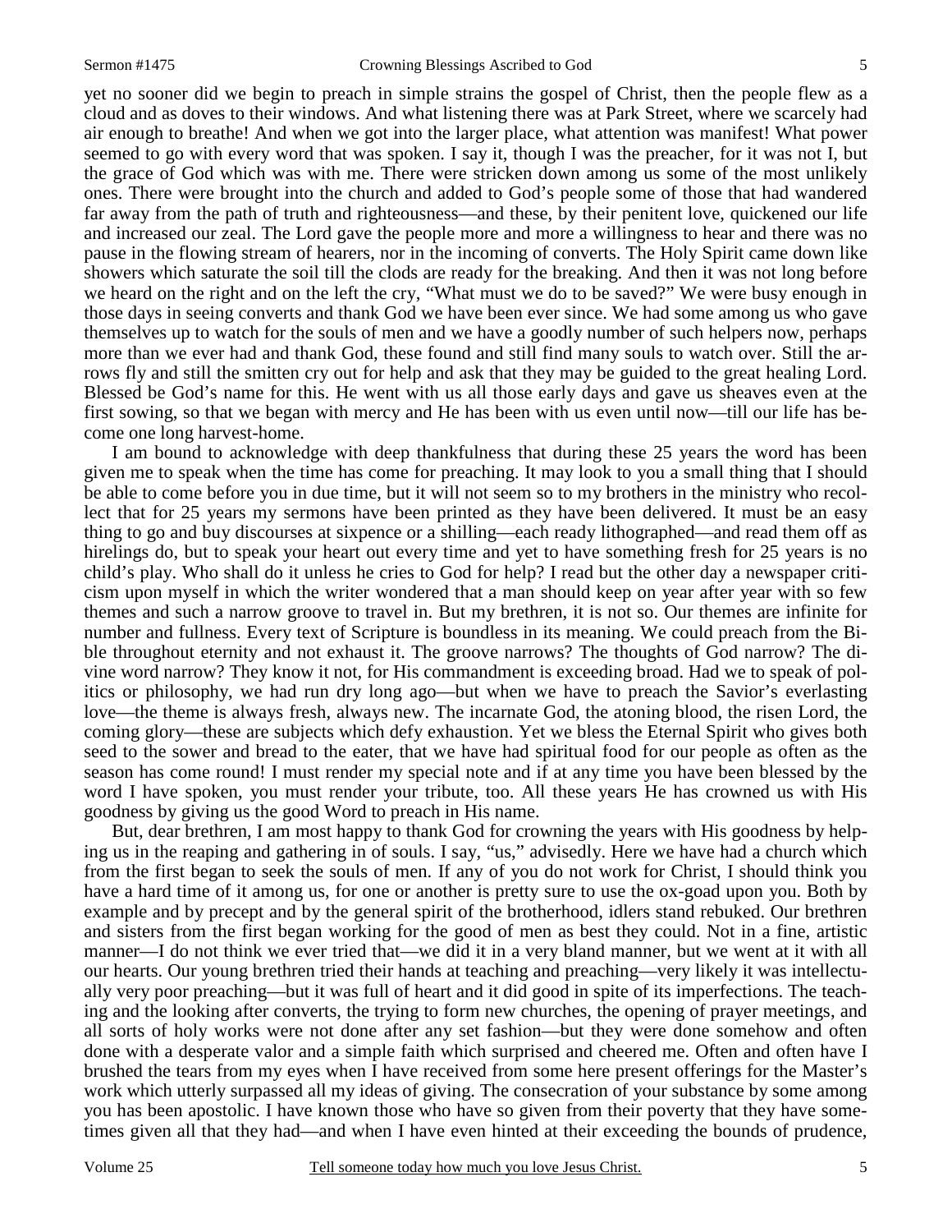yet no sooner did we begin to preach in simple strains the gospel of Christ, then the people flew as a cloud and as doves to their windows. And what listening there was at Park Street, where we scarcely had air enough to breathe! And when we got into the larger place, what attention was manifest! What power seemed to go with every word that was spoken. I say it, though I was the preacher, for it was not I, but the grace of God which was with me. There were stricken down among us some of the most unlikely ones. There were brought into the church and added to God's people some of those that had wandered far away from the path of truth and righteousness—and these, by their penitent love, quickened our life and increased our zeal. The Lord gave the people more and more a willingness to hear and there was no pause in the flowing stream of hearers, nor in the incoming of converts. The Holy Spirit came down like showers which saturate the soil till the clods are ready for the breaking. And then it was not long before we heard on the right and on the left the cry, "What must we do to be saved?" We were busy enough in those days in seeing converts and thank God we have been ever since. We had some among us who gave themselves up to watch for the souls of men and we have a goodly number of such helpers now, perhaps more than we ever had and thank God, these found and still find many souls to watch over. Still the arrows fly and still the smitten cry out for help and ask that they may be guided to the great healing Lord. Blessed be God's name for this. He went with us all those early days and gave us sheaves even at the first sowing, so that we began with mercy and He has been with us even until now—till our life has become one long harvest-home.

I am bound to acknowledge with deep thankfulness that during these 25 years the word has been given me to speak when the time has come for preaching. It may look to you a small thing that I should be able to come before you in due time, but it will not seem so to my brothers in the ministry who recollect that for 25 years my sermons have been printed as they have been delivered. It must be an easy thing to go and buy discourses at sixpence or a shilling—each ready lithographed—and read them off as hirelings do, but to speak your heart out every time and yet to have something fresh for 25 years is no child's play. Who shall do it unless he cries to God for help? I read but the other day a newspaper criticism upon myself in which the writer wondered that a man should keep on year after year with so few themes and such a narrow groove to travel in. But my brethren, it is not so. Our themes are infinite for number and fullness. Every text of Scripture is boundless in its meaning. We could preach from the Bible throughout eternity and not exhaust it. The groove narrows? The thoughts of God narrow? The divine word narrow? They know it not, for His commandment is exceeding broad. Had we to speak of politics or philosophy, we had run dry long ago—but when we have to preach the Savior's everlasting love—the theme is always fresh, always new. The incarnate God, the atoning blood, the risen Lord, the coming glory—these are subjects which defy exhaustion. Yet we bless the Eternal Spirit who gives both seed to the sower and bread to the eater, that we have had spiritual food for our people as often as the season has come round! I must render my special note and if at any time you have been blessed by the word I have spoken, you must render your tribute, too. All these years He has crowned us with His goodness by giving us the good Word to preach in His name.

But, dear brethren, I am most happy to thank God for crowning the years with His goodness by helping us in the reaping and gathering in of souls. I say, "us," advisedly. Here we have had a church which from the first began to seek the souls of men. If any of you do not work for Christ, I should think you have a hard time of it among us, for one or another is pretty sure to use the ox-goad upon you. Both by example and by precept and by the general spirit of the brotherhood, idlers stand rebuked. Our brethren and sisters from the first began working for the good of men as best they could. Not in a fine, artistic manner—I do not think we ever tried that—we did it in a very bland manner, but we went at it with all our hearts. Our young brethren tried their hands at teaching and preaching—very likely it was intellectually very poor preaching—but it was full of heart and it did good in spite of its imperfections. The teaching and the looking after converts, the trying to form new churches, the opening of prayer meetings, and all sorts of holy works were not done after any set fashion—but they were done somehow and often done with a desperate valor and a simple faith which surprised and cheered me. Often and often have I brushed the tears from my eyes when I have received from some here present offerings for the Master's work which utterly surpassed all my ideas of giving. The consecration of your substance by some among you has been apostolic. I have known those who have so given from their poverty that they have sometimes given all that they had—and when I have even hinted at their exceeding the bounds of prudence,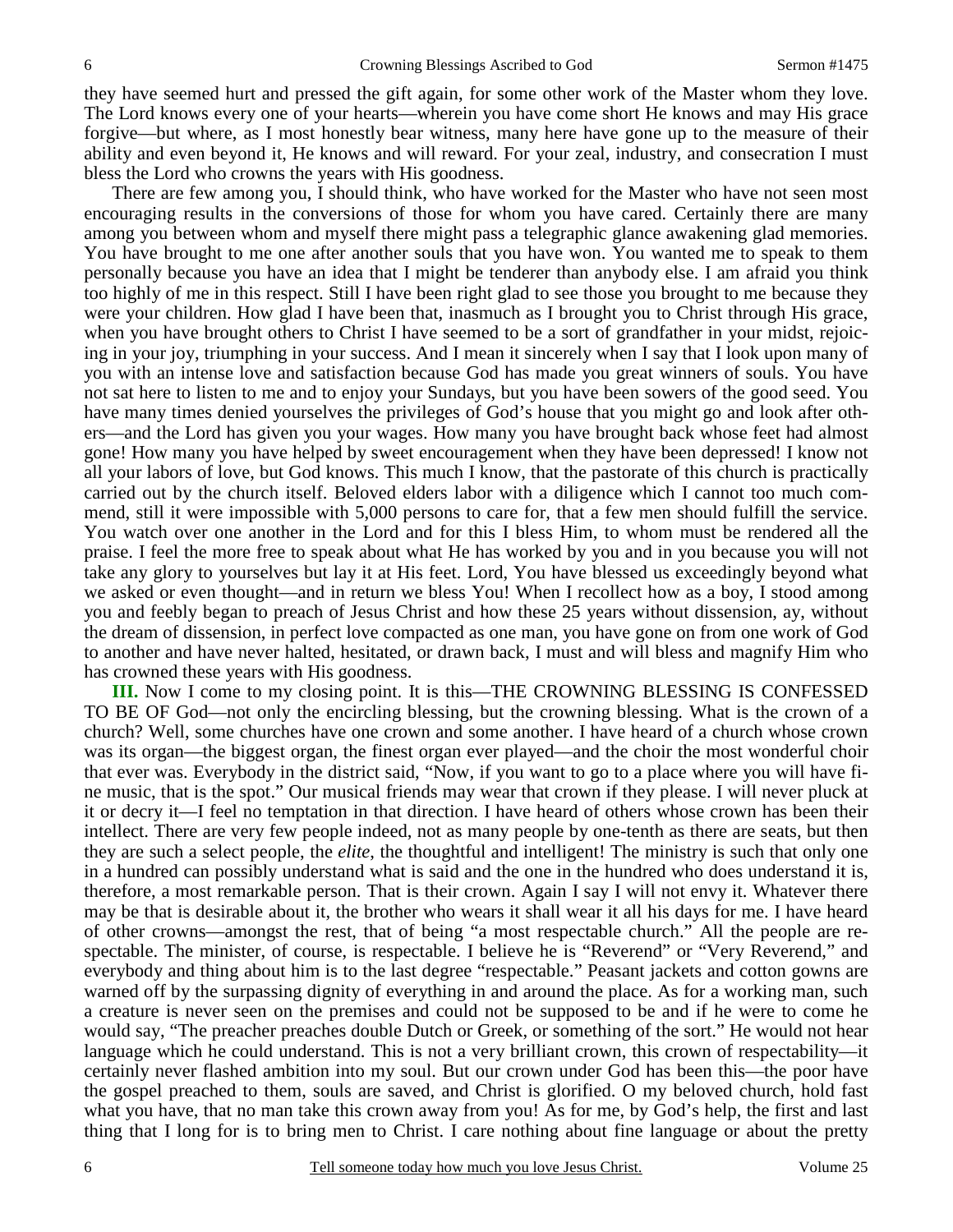they have seemed hurt and pressed the gift again, for some other work of the Master whom they love. The Lord knows every one of your hearts—wherein you have come short He knows and may His grace forgive—but where, as I most honestly bear witness, many here have gone up to the measure of their ability and even beyond it, He knows and will reward. For your zeal, industry, and consecration I must bless the Lord who crowns the years with His goodness.

There are few among you, I should think, who have worked for the Master who have not seen most encouraging results in the conversions of those for whom you have cared. Certainly there are many among you between whom and myself there might pass a telegraphic glance awakening glad memories. You have brought to me one after another souls that you have won. You wanted me to speak to them personally because you have an idea that I might be tenderer than anybody else. I am afraid you think too highly of me in this respect. Still I have been right glad to see those you brought to me because they were your children. How glad I have been that, inasmuch as I brought you to Christ through His grace, when you have brought others to Christ I have seemed to be a sort of grandfather in your midst, rejoicing in your joy, triumphing in your success. And I mean it sincerely when I say that I look upon many of you with an intense love and satisfaction because God has made you great winners of souls. You have not sat here to listen to me and to enjoy your Sundays, but you have been sowers of the good seed. You have many times denied yourselves the privileges of God's house that you might go and look after others—and the Lord has given you your wages. How many you have brought back whose feet had almost gone! How many you have helped by sweet encouragement when they have been depressed! I know not all your labors of love, but God knows. This much I know, that the pastorate of this church is practically carried out by the church itself. Beloved elders labor with a diligence which I cannot too much commend, still it were impossible with 5,000 persons to care for, that a few men should fulfill the service. You watch over one another in the Lord and for this I bless Him, to whom must be rendered all the praise. I feel the more free to speak about what He has worked by you and in you because you will not take any glory to yourselves but lay it at His feet. Lord, You have blessed us exceedingly beyond what we asked or even thought—and in return we bless You! When I recollect how as a boy, I stood among you and feebly began to preach of Jesus Christ and how these 25 years without dissension, ay, without the dream of dissension, in perfect love compacted as one man, you have gone on from one work of God to another and have never halted, hesitated, or drawn back, I must and will bless and magnify Him who has crowned these years with His goodness.

**III.** Now I come to my closing point. It is this—THE CROWNING BLESSING IS CONFESSED TO BE OF God—not only the encircling blessing, but the crowning blessing. What is the crown of a church? Well, some churches have one crown and some another. I have heard of a church whose crown was its organ—the biggest organ, the finest organ ever played—and the choir the most wonderful choir that ever was. Everybody in the district said, "Now, if you want to go to a place where you will have fine music, that is the spot." Our musical friends may wear that crown if they please. I will never pluck at it or decry it—I feel no temptation in that direction. I have heard of others whose crown has been their intellect. There are very few people indeed, not as many people by one-tenth as there are seats, but then they are such a select people, the *elite*, the thoughtful and intelligent! The ministry is such that only one in a hundred can possibly understand what is said and the one in the hundred who does understand it is, therefore, a most remarkable person. That is their crown. Again I say I will not envy it. Whatever there may be that is desirable about it, the brother who wears it shall wear it all his days for me. I have heard of other crowns—amongst the rest, that of being "a most respectable church." All the people are respectable. The minister, of course, is respectable. I believe he is "Reverend" or "Very Reverend," and everybody and thing about him is to the last degree "respectable." Peasant jackets and cotton gowns are warned off by the surpassing dignity of everything in and around the place. As for a working man, such a creature is never seen on the premises and could not be supposed to be and if he were to come he would say, "The preacher preaches double Dutch or Greek, or something of the sort." He would not hear language which he could understand. This is not a very brilliant crown, this crown of respectability—it certainly never flashed ambition into my soul. But our crown under God has been this—the poor have the gospel preached to them, souls are saved, and Christ is glorified. O my beloved church, hold fast what you have, that no man take this crown away from you! As for me, by God's help, the first and last thing that I long for is to bring men to Christ. I care nothing about fine language or about the pretty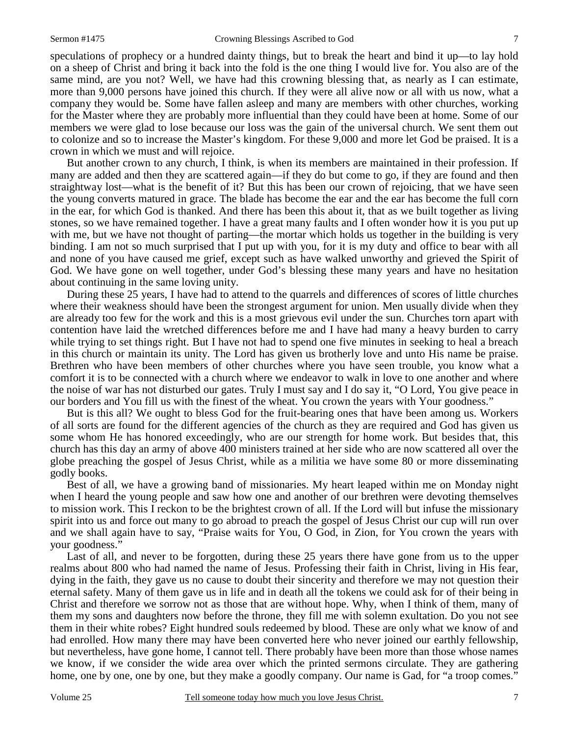speculations of prophecy or a hundred dainty things, but to break the heart and bind it up—to lay hold on a sheep of Christ and bring it back into the fold is the one thing I would live for. You also are of the same mind, are you not? Well, we have had this crowning blessing that, as nearly as I can estimate, more than 9,000 persons have joined this church. If they were all alive now or all with us now, what a company they would be. Some have fallen asleep and many are members with other churches, working for the Master where they are probably more influential than they could have been at home. Some of our members we were glad to lose because our loss was the gain of the universal church. We sent them out to colonize and so to increase the Master's kingdom. For these 9,000 and more let God be praised. It is a crown in which we must and will rejoice.

But another crown to any church, I think, is when its members are maintained in their profession. If many are added and then they are scattered again—if they do but come to go, if they are found and then straightway lost—what is the benefit of it? But this has been our crown of rejoicing, that we have seen the young converts matured in grace. The blade has become the ear and the ear has become the full corn in the ear, for which God is thanked. And there has been this about it, that as we built together as living stones, so we have remained together. I have a great many faults and I often wonder how it is you put up with me, but we have not thought of parting—the mortar which holds us together in the building is very binding. I am not so much surprised that I put up with you, for it is my duty and office to bear with all and none of you have caused me grief, except such as have walked unworthy and grieved the Spirit of God. We have gone on well together, under God's blessing these many years and have no hesitation about continuing in the same loving unity.

During these 25 years, I have had to attend to the quarrels and differences of scores of little churches where their weakness should have been the strongest argument for union. Men usually divide when they are already too few for the work and this is a most grievous evil under the sun. Churches torn apart with contention have laid the wretched differences before me and I have had many a heavy burden to carry while trying to set things right. But I have not had to spend one five minutes in seeking to heal a breach in this church or maintain its unity. The Lord has given us brotherly love and unto His name be praise. Brethren who have been members of other churches where you have seen trouble, you know what a comfort it is to be connected with a church where we endeavor to walk in love to one another and where the noise of war has not disturbed our gates. Truly I must say and I do say it, "O Lord, You give peace in our borders and You fill us with the finest of the wheat. You crown the years with Your goodness."

But is this all? We ought to bless God for the fruit-bearing ones that have been among us. Workers of all sorts are found for the different agencies of the church as they are required and God has given us some whom He has honored exceedingly, who are our strength for home work. But besides that, this church has this day an army of above 400 ministers trained at her side who are now scattered all over the globe preaching the gospel of Jesus Christ, while as a militia we have some 80 or more disseminating godly books.

Best of all, we have a growing band of missionaries. My heart leaped within me on Monday night when I heard the young people and saw how one and another of our brethren were devoting themselves to mission work. This I reckon to be the brightest crown of all. If the Lord will but infuse the missionary spirit into us and force out many to go abroad to preach the gospel of Jesus Christ our cup will run over and we shall again have to say, "Praise waits for You, O God, in Zion, for You crown the years with your goodness."

Last of all, and never to be forgotten, during these 25 years there have gone from us to the upper realms about 800 who had named the name of Jesus. Professing their faith in Christ, living in His fear, dying in the faith, they gave us no cause to doubt their sincerity and therefore we may not question their eternal safety. Many of them gave us in life and in death all the tokens we could ask for of their being in Christ and therefore we sorrow not as those that are without hope. Why, when I think of them, many of them my sons and daughters now before the throne, they fill me with solemn exultation. Do you not see them in their white robes? Eight hundred souls redeemed by blood. These are only what we know of and had enrolled. How many there may have been converted here who never joined our earthly fellowship, but nevertheless, have gone home, I cannot tell. There probably have been more than those whose names we know, if we consider the wide area over which the printed sermons circulate. They are gathering home, one by one, one by one, but they make a goodly company. Our name is Gad, for "a troop comes."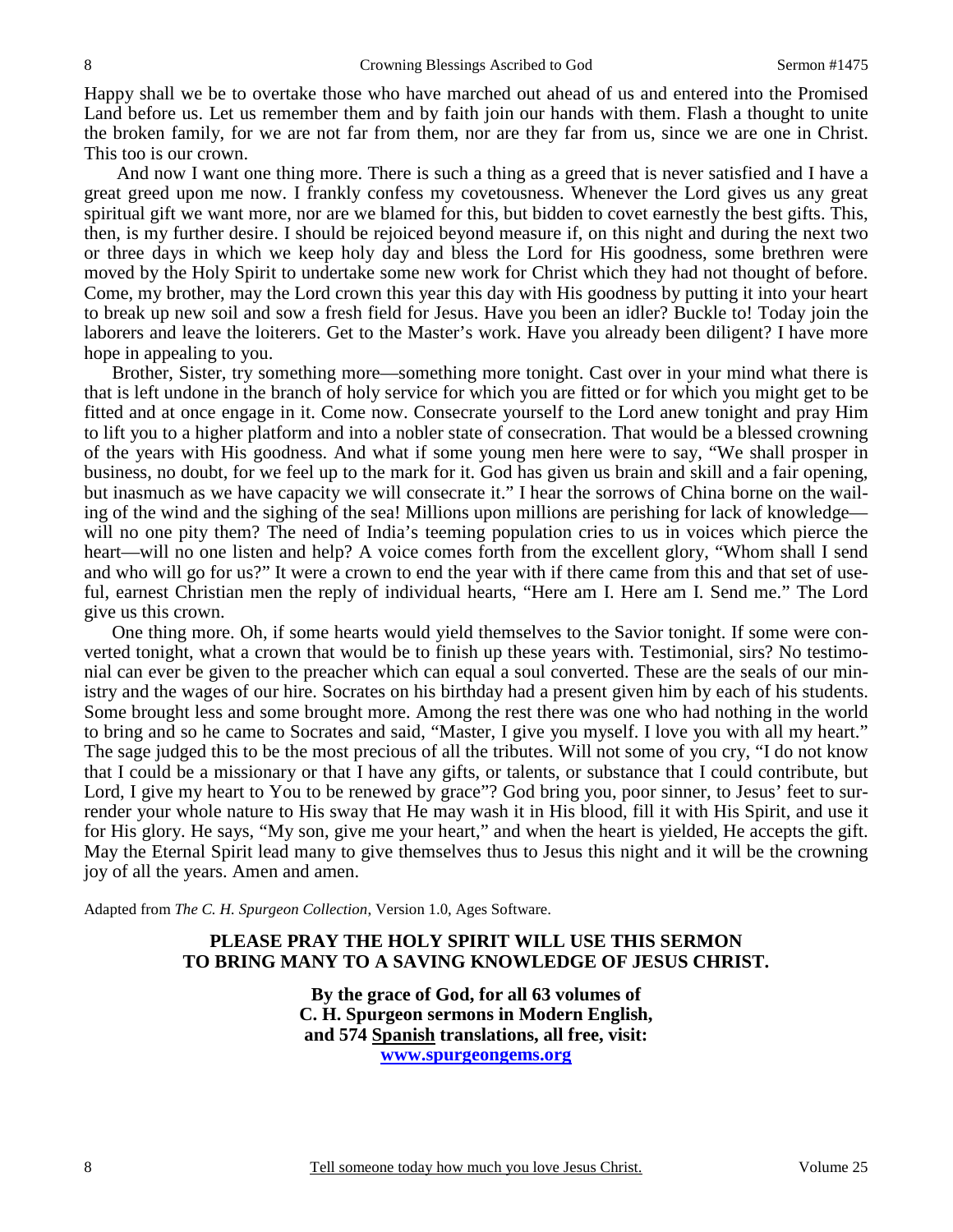Happy shall we be to overtake those who have marched out ahead of us and entered into the Promised Land before us. Let us remember them and by faith join our hands with them. Flash a thought to unite the broken family, for we are not far from them, nor are they far from us, since we are one in Christ. This too is our crown.

And now I want one thing more. There is such a thing as a greed that is never satisfied and I have a great greed upon me now. I frankly confess my covetousness. Whenever the Lord gives us any great spiritual gift we want more, nor are we blamed for this, but bidden to covet earnestly the best gifts. This, then, is my further desire. I should be rejoiced beyond measure if, on this night and during the next two or three days in which we keep holy day and bless the Lord for His goodness, some brethren were moved by the Holy Spirit to undertake some new work for Christ which they had not thought of before. Come, my brother, may the Lord crown this year this day with His goodness by putting it into your heart to break up new soil and sow a fresh field for Jesus. Have you been an idler? Buckle to! Today join the laborers and leave the loiterers. Get to the Master's work. Have you already been diligent? I have more hope in appealing to you.

Brother, Sister, try something more—something more tonight. Cast over in your mind what there is that is left undone in the branch of holy service for which you are fitted or for which you might get to be fitted and at once engage in it. Come now. Consecrate yourself to the Lord anew tonight and pray Him to lift you to a higher platform and into a nobler state of consecration. That would be a blessed crowning of the years with His goodness. And what if some young men here were to say, "We shall prosper in business, no doubt, for we feel up to the mark for it. God has given us brain and skill and a fair opening, but inasmuch as we have capacity we will consecrate it." I hear the sorrows of China borne on the wailing of the wind and the sighing of the sea! Millions upon millions are perishing for lack of knowledge—will no one pity them? The need of India's teeming population cries to us in voices which pierce the heart—will no one listen and help? A voice comes forth from the excellent glory, "Whom shall I send and who will go for us?" It were a crown to end the year with if there came from this and that set of useful, earnest Christian men the reply of individual hearts, "Here am I. Here am I. Send me." The Lord give us this crown.

One thing more. Oh, if some hearts would yield themselves to the Savior tonight. If some were converted tonight, what a crown that would be to finish up these years with. Testimonial, sirs? No testimonial can ever be given to the preacher which can equal a soul converted. These are the seals of our ministry and the wages of our hire. Socrates on his birthday had a present given him by each of his students. Some brought less and some brought more. Among the rest there was one who had nothing in the world to bring and so he came to Socrates and said, "Master, I give you myself. I love you with all my heart." The sage judged this to be the most precious of all the tributes. Will not some of you cry, "I do not know that I could be a missionary or that I have any gifts, or talents, or substance that I could contribute, but Lord, I give my heart to You to be renewed by grace"? God bring you, poor sinner, to Jesus' feet to surrender your whole nature to His sway that He may wash it in His blood, fill it with His Spirit, and use it for His glory. He says, "My son, give me your heart," and when the heart is yielded, He accepts the gift. May the Eternal Spirit lead many to give themselves thus to Jesus this night and it will be the crowning joy of all the years. Amen and amen.

Adapted from *The C. H. Spurgeon Collection*, Version 1.0, Ages Software.

**PLEASE PRAY THE HOLY SPIRIT WILL USE THIS SERMON TO BRING MANY TO A SAVING KNOWLEDGE OF JESUS CHRIST.**

**By the grace of God, for all 63 volumes of C. H. Spurgeon sermons in Modern English, and 574 Spanish translations, all free, visit: www.spurgeongems.org**

Tell someone today how much you love Jesus Christ.